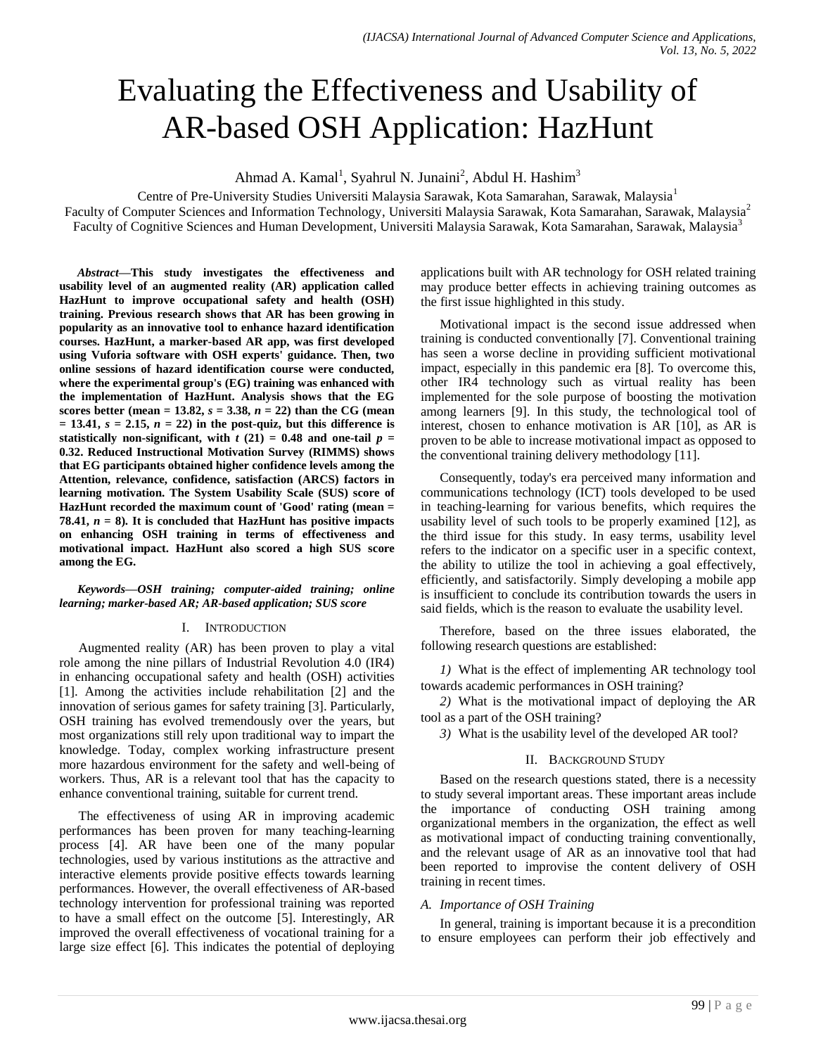# Evaluating the Effectiveness and Usability of AR-based OSH Application: HazHunt

Ahmad A. Kamal[1], Syahrul N. Junaini[2], Abdul H. Hashim[3]

Centre of Pre-University Studies Universiti Malaysia Sarawak, Kota Samarahan, Sarawak, Malaysia[1]
Faculty of Computer Sciences and Information Technology, Universiti Malaysia Sarawak, Kota Samarahan, Sarawak, Malaysia[2]
Faculty of Cognitive Sciences and Human Development, Universiti Malaysia Sarawak, Kota Samarahan, Sarawak, Malaysia[3]

***Abstract*—This study investigates the effectiveness and usability level of an augmented reality (AR) application called HazHunt to improve occupational safety and health (OSH) training. Previous research shows that AR has been growing in popularity as an innovative tool to enhance hazard identification courses. HazHunt, a marker-based AR app, was first developed using Vuforia software with OSH experts' guidance. Then, two online sessions of hazard identification course were conducted, where the experimental group's (EG) training was enhanced with the implementation of HazHunt. Analysis shows that the EG scores better (mean = 13.82, $s$ = 3.38, $n$ = 22) than the CG (mean = 13.41, $s$ = 2.15, $n$ = 22) in the post-quiz, but this difference is statistically non-significant, with $t$ (21) = 0.48 and one-tail $p$ = 0.32. Reduced Instructional Motivation Survey (RIMMS) shows that EG participants obtained higher confidence levels among the Attention, relevance, confidence, satisfaction (ARCS) factors in learning motivation. The System Usability Scale (SUS) score of HazHunt recorded the maximum count of 'Good' rating (mean = 78.41, $n$ = 8). It is concluded that HazHunt has positive impacts on enhancing OSH training in terms of effectiveness and motivational impact. HazHunt also scored a high SUS score among the EG.**

***Keywords*—*OSH training; computer-aided training; online learning; marker-based AR; AR-based application; SUS score***

## I. Introduction

Augmented reality (AR) has been proven to play a vital role among the nine pillars of Industrial Revolution 4.0 (IR4) in enhancing occupational safety and health (OSH) activities [1]. Among the activities include rehabilitation [2] and the innovation of serious games for safety training [3]. Particularly, OSH training has evolved tremendously over the years, but most organizations still rely upon traditional way to impart the knowledge. Today, complex working infrastructure present more hazardous environment for the safety and well-being of workers. Thus, AR is a relevant tool that has the capacity to enhance conventional training, suitable for current trend.

The effectiveness of using AR in improving academic performances has been proven for many teaching-learning process [4]. AR have been one of the many popular technologies, used by various institutions as the attractive and interactive elements provide positive effects towards learning performances. However, the overall effectiveness of AR-based technology intervention for professional training was reported to have a small effect on the outcome [5]. Interestingly, AR improved the overall effectiveness of vocational training for a large size effect [6]. This indicates the potential of deploying applications built with AR technology for OSH related training may produce better effects in achieving training outcomes as the first issue highlighted in this study.

Motivational impact is the second issue addressed when training is conducted conventionally [7]. Conventional training has seen a worse decline in providing sufficient motivational impact, especially in this pandemic era [8]. To overcome this, other IR4 technology such as virtual reality has been implemented for the sole purpose of boosting the motivation among learners [9]. In this study, the technological tool of interest, chosen to enhance motivation is AR [10], as AR is proven to be able to increase motivational impact as opposed to the conventional training delivery methodology [11].

Consequently, today's era perceived many information and communications technology (ICT) tools developed to be used in teaching-learning for various benefits, which requires the usability level of such tools to be properly examined [12], as the third issue for this study. In easy terms, usability level refers to the indicator on a specific user in a specific context, the ability to utilize the tool in achieving a goal effectively, efficiently, and satisfactorily. Simply developing a mobile app is insufficient to conclude its contribution towards the users in said fields, which is the reason to evaluate the usability level.

Therefore, based on the three issues elaborated, the following research questions are established:

*1)* What is the effect of implementing AR technology tool towards academic performances in OSH training?

*2)* What is the motivational impact of deploying the AR tool as a part of the OSH training?

*3)* What is the usability level of the developed AR tool?

## II. Background Study

Based on the research questions stated, there is a necessity to study several important areas. These important areas include the importance of conducting OSH training among organizational members in the organization, the effect as well as motivational impact of conducting training conventionally, and the relevant usage of AR as an innovative tool that had been reported to improvise the content delivery of OSH training in recent times.

### *A. Importance of OSH Training*

In general, training is important because it is a precondition to ensure employees can perform their job effectively and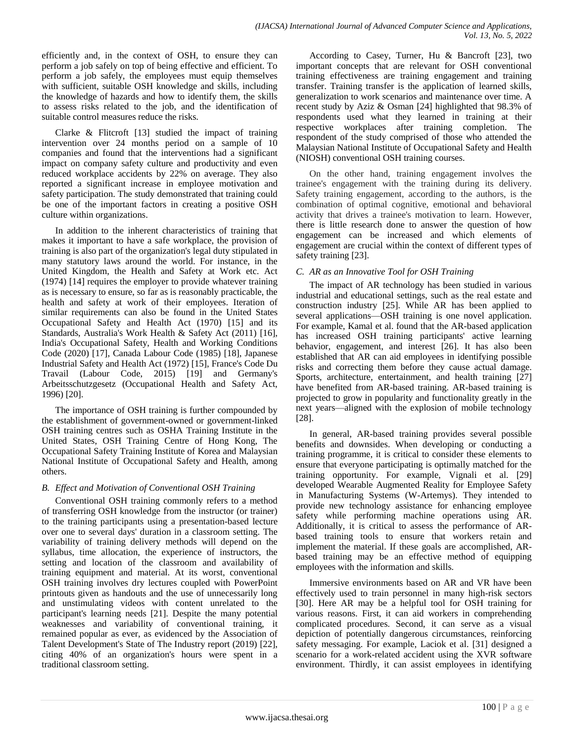efficiently and, in the context of OSH, to ensure they can perform a job safely on top of being effective and efficient. To perform a job safely, the employees must equip themselves with sufficient, suitable OSH knowledge and skills, including the knowledge of hazards and how to identify them, the skills to assess risks related to the job, and the identification of suitable control measures reduce the risks.

Clarke & Flitcroft [13] studied the impact of training intervention over 24 months period on a sample of 10 companies and found that the interventions had a significant impact on company safety culture and productivity and even reduced workplace accidents by 22% on average. They also reported a significant increase in employee motivation and safety participation. The study demonstrated that training could be one of the important factors in creating a positive OSH culture within organizations.

In addition to the inherent characteristics of training that makes it important to have a safe workplace, the provision of training is also part of the organization's legal duty stipulated in many statutory laws around the world. For instance, in the United Kingdom, the Health and Safety at Work etc. Act (1974) [14] requires the employer to provide whatever training as is necessary to ensure, so far as is reasonably practicable, the health and safety at work of their employees. Iteration of similar requirements can also be found in the United States Occupational Safety and Health Act (1970) [15] and its Standards, Australia's Work Health & Safety Act (2011) [16], India's Occupational Safety, Health and Working Conditions Code (2020) [17], Canada Labour Code (1985) [18], Japanese Industrial Safety and Health Act (1972) [15], France's Code Du Travail (Labour Code, 2015) [19] and Germany's Arbeitsschutzgesetz (Occupational Health and Safety Act, 1996) [20].

The importance of OSH training is further compounded by the establishment of government-owned or government-linked OSH training centres such as OSHA Training Institute in the United States, OSH Training Centre of Hong Kong, The Occupational Safety Training Institute of Korea and Malaysian National Institute of Occupational Safety and Health, among others.

## B. Effect and Motivation of Conventional OSH Training

Conventional OSH training commonly refers to a method of transferring OSH knowledge from the instructor (or trainer) to the training participants using a presentation-based lecture over one to several days' duration in a classroom setting. The variability of training delivery methods will depend on the syllabus, time allocation, the experience of instructors, the setting and location of the classroom and availability of training equipment and material. At its worst, conventional OSH training involves dry lectures coupled with PowerPoint printouts given as handouts and the use of unnecessarily long and unstimulating videos with content unrelated to the participant's learning needs [21]. Despite the many potential weaknesses and variability of conventional training, it remained popular as ever, as evidenced by the Association of Talent Development's State of The Industry report (2019) [22], citing 40% of an organization's hours were spent in a traditional classroom setting.

According to Casey, Turner, Hu & Bancroft [23], two important concepts that are relevant for OSH conventional training effectiveness are training engagement and training transfer. Training transfer is the application of learned skills, generalization to work scenarios and maintenance over time. A recent study by Aziz & Osman [24] highlighted that 98.3% of respondents used what they learned in training at their respective workplaces after training completion. The respondent of the study comprised of those who attended the Malaysian National Institute of Occupational Safety and Health (NIOSH) conventional OSH training courses.

On the other hand, training engagement involves the trainee's engagement with the training during its delivery. Safety training engagement, according to the authors, is the combination of optimal cognitive, emotional and behavioral activity that drives a trainee's motivation to learn. However, there is little research done to answer the question of how engagement can be increased and which elements of engagement are crucial within the context of different types of safety training [23].

## C. AR as an Innovative Tool for OSH Training

The impact of AR technology has been studied in various industrial and educational settings, such as the real estate and construction industry [25]. While AR has been applied to several applications—OSH training is one novel application. For example, Kamal et al. found that the AR-based application has increased OSH training participants' active learning behavior, engagement, and interest [26]. It has also been established that AR can aid employees in identifying possible risks and correcting them before they cause actual damage. Sports, architecture, entertainment, and health training [27] have benefited from AR-based training. AR-based training is projected to grow in popularity and functionality greatly in the next years—aligned with the explosion of mobile technology [28].

In general, AR-based training provides several possible benefits and downsides. When developing or conducting a training programme, it is critical to consider these elements to ensure that everyone participating is optimally matched for the training opportunity. For example, Vignali et al. [29] developed Wearable Augmented Reality for Employee Safety in Manufacturing Systems (W-Artemys). They intended to provide new technology assistance for enhancing employee safety while performing machine operations using AR. Additionally, it is critical to assess the performance of AR-based training tools to ensure that workers retain and implement the material. If these goals are accomplished, AR-based training may be an effective method of equipping employees with the information and skills.

Immersive environments based on AR and VR have been effectively used to train personnel in many high-risk sectors [30]. Here AR may be a helpful tool for OSH training for various reasons. First, it can aid workers in comprehending complicated procedures. Second, it can serve as a visual depiction of potentially dangerous circumstances, reinforcing safety messaging. For example, Laciok et al. [31] designed a scenario for a work-related accident using the XVR software environment. Thirdly, it can assist employees in identifying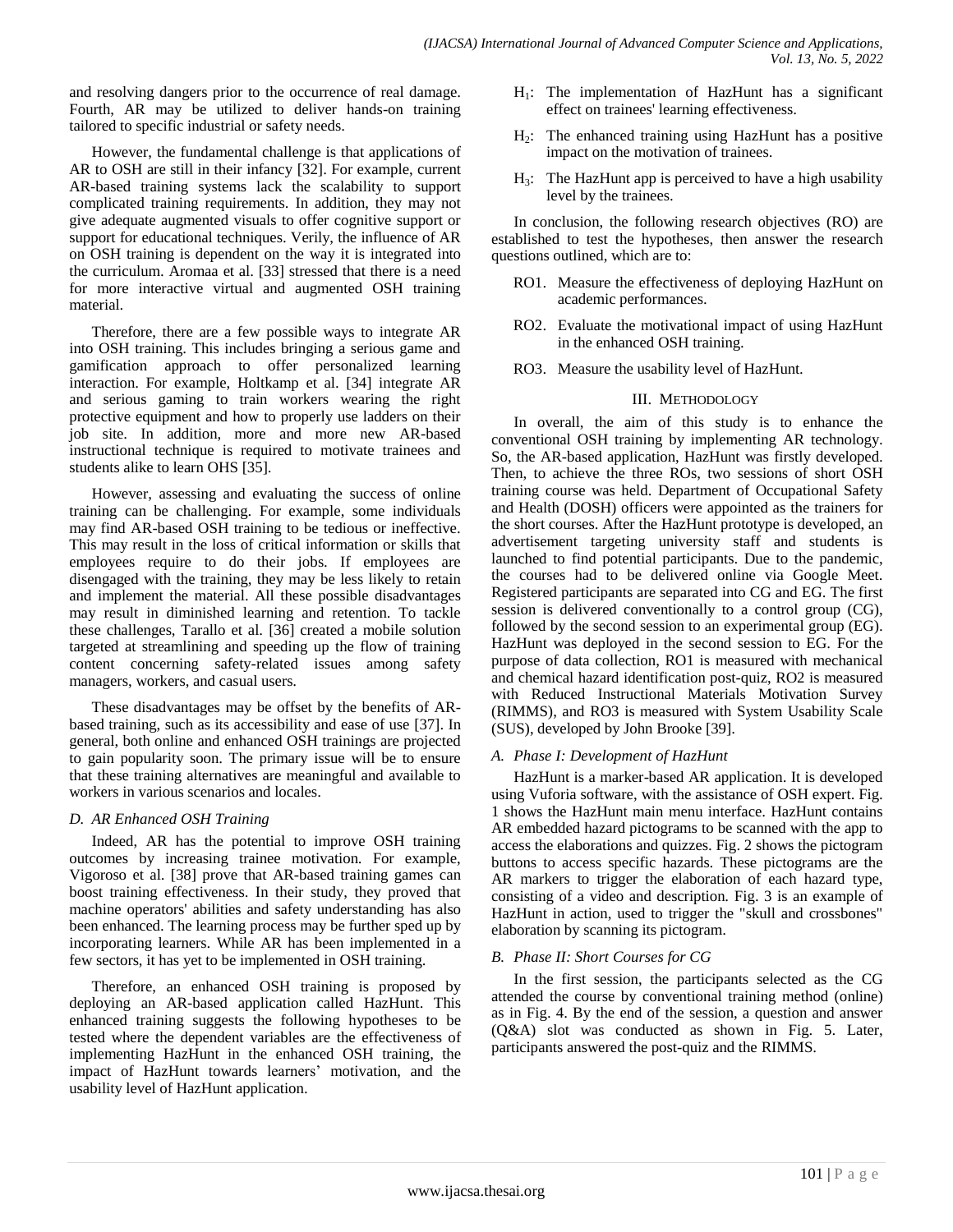and resolving dangers prior to the occurrence of real damage. Fourth, AR may be utilized to deliver hands-on training tailored to specific industrial or safety needs.

However, the fundamental challenge is that applications of AR to OSH are still in their infancy [32]. For example, current AR-based training systems lack the scalability to support complicated training requirements. In addition, they may not give adequate augmented visuals to offer cognitive support or support for educational techniques. Verily, the influence of AR on OSH training is dependent on the way it is integrated into the curriculum. Aromaa et al. [33] stressed that there is a need for more interactive virtual and augmented OSH training material.

Therefore, there are a few possible ways to integrate AR into OSH training. This includes bringing a serious game and gamification approach to offer personalized learning interaction. For example, Holtkamp et al. [34] integrate AR and serious gaming to train workers wearing the right protective equipment and how to properly use ladders on their job site. In addition, more and more new AR-based instructional technique is required to motivate trainees and students alike to learn OHS [35].

However, assessing and evaluating the success of online training can be challenging. For example, some individuals may find AR-based OSH training to be tedious or ineffective. This may result in the loss of critical information or skills that employees require to do their jobs. If employees are disengaged with the training, they may be less likely to retain and implement the material. All these possible disadvantages may result in diminished learning and retention. To tackle these challenges, Tarallo et al. [36] created a mobile solution targeted at streamlining and speeding up the flow of training content concerning safety-related issues among safety managers, workers, and casual users.

These disadvantages may be offset by the benefits of AR-based training, such as its accessibility and ease of use [37]. In general, both online and enhanced OSH trainings are projected to gain popularity soon. The primary issue will be to ensure that these training alternatives are meaningful and available to workers in various scenarios and locales.

### D. AR Enhanced OSH Training

Indeed, AR has the potential to improve OSH training outcomes by increasing trainee motivation. For example, Vigoroso et al. [38] prove that AR-based training games can boost training effectiveness. In their study, they proved that machine operators' abilities and safety understanding has also been enhanced. The learning process may be further sped up by incorporating learners. While AR has been implemented in a few sectors, it has yet to be implemented in OSH training.

Therefore, an enhanced OSH training is proposed by deploying an AR-based application called HazHunt. This enhanced training suggests the following hypotheses to be tested where the dependent variables are the effectiveness of implementing HazHunt in the enhanced OSH training, the impact of HazHunt towards learners' motivation, and the usability level of HazHunt application.

- $H_1$: The implementation of HazHunt has a significant effect on trainees' learning effectiveness.
- $H_2$: The enhanced training using HazHunt has a positive impact on the motivation of trainees.
- $H_3$: The HazHunt app is perceived to have a high usability level by the trainees.

In conclusion, the following research objectives (RO) are established to test the hypotheses, then answer the research questions outlined, which are to:

- RO1. Measure the effectiveness of deploying HazHunt on academic performances.
- RO2. Evaluate the motivational impact of using HazHunt in the enhanced OSH training.
- RO3. Measure the usability level of HazHunt.

## III. Methodology

In overall, the aim of this study is to enhance the conventional OSH training by implementing AR technology. So, the AR-based application, HazHunt was firstly developed. Then, to achieve the three ROs, two sessions of short OSH training course was held. Department of Occupational Safety and Health (DOSH) officers were appointed as the trainers for the short courses. After the HazHunt prototype is developed, an advertisement targeting university staff and students is launched to find potential participants. Due to the pandemic, the courses had to be delivered online via Google Meet. Registered participants are separated into CG and EG. The first session is delivered conventionally to a control group (CG), followed by the second session to an experimental group (EG). HazHunt was deployed in the second session to EG. For the purpose of data collection, RO1 is measured with mechanical and chemical hazard identification post-quiz, RO2 is measured with Reduced Instructional Materials Motivation Survey (RIMMS), and RO3 is measured with System Usability Scale (SUS), developed by John Brooke [39].

### A. Phase I: Development of HazHunt

HazHunt is a marker-based AR application. It is developed using Vuforia software, with the assistance of OSH expert. Fig. 1 shows the HazHunt main menu interface. HazHunt contains AR embedded hazard pictograms to be scanned with the app to access the elaborations and quizzes. Fig. 2 shows the pictogram buttons to access specific hazards. These pictograms are the AR markers to trigger the elaboration of each hazard type, consisting of a video and description. Fig. 3 is an example of HazHunt in action, used to trigger the "skull and crossbones" elaboration by scanning its pictogram.

### B. Phase II: Short Courses for CG

In the first session, the participants selected as the CG attended the course by conventional training method (online) as in Fig. 4. By the end of the session, a question and answer (Q&A) slot was conducted as shown in Fig. 5. Later, participants answered the post-quiz and the RIMMS.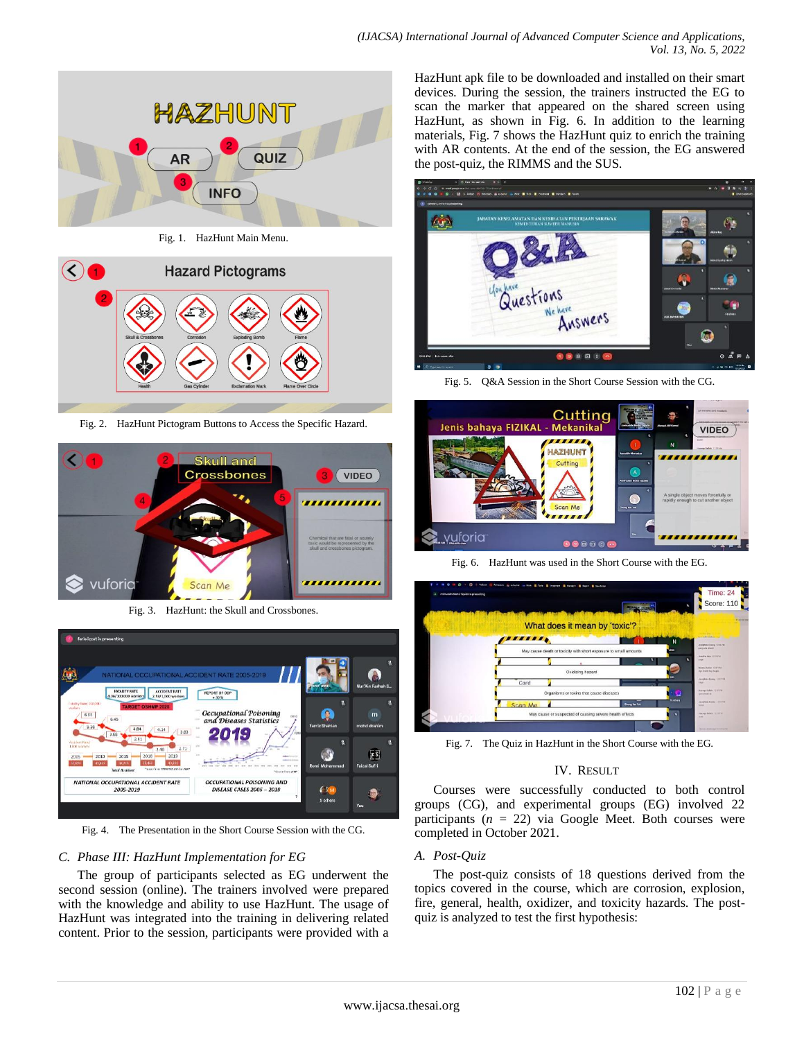Fig. 1. HazHunt Main Menu.

Fig. 2. HazHunt Pictogram Buttons to Access the Specific Hazard.

Fig. 3. HazHunt: the Skull and Crossbones.

Fig. 4. The Presentation in the Short Course Session with the CG.

### C. Phase III: HazHunt Implementation for EG

The group of participants selected as EG underwent the second session (online). The trainers involved were prepared with the knowledge and ability to use HazHunt. The usage of HazHunt was integrated into the training in delivering related content. Prior to the session, participants were provided with a HazHunt apk file to be downloaded and installed on their smart devices. During the session, the trainers instructed the EG to scan the marker that appeared on the shared screen using HazHunt, as shown in Fig. 6. In addition to the learning materials, Fig. 7 shows the HazHunt quiz to enrich the training with AR contents. At the end of the session, the EG answered the post-quiz, the RIMMS and the SUS.

Fig. 5. Q&A Session in the Short Course Session with the CG.

Fig. 6. HazHunt was used in the Short Course with the EG.

Fig. 7. The Quiz in HazHunt in the Short Course with the EG.

## IV. Result

Courses were successfully conducted to both control groups (CG), and experimental groups (EG) involved 22 participants ($n$ = 22) via Google Meet. Both courses were completed in October 2021.

### A. Post-Quiz

The post-quiz consists of 18 questions derived from the topics covered in the course, which are corrosion, explosion, fire, general, health, oxidizer, and toxicity hazards. The post-quiz is analyzed to test the first hypothesis: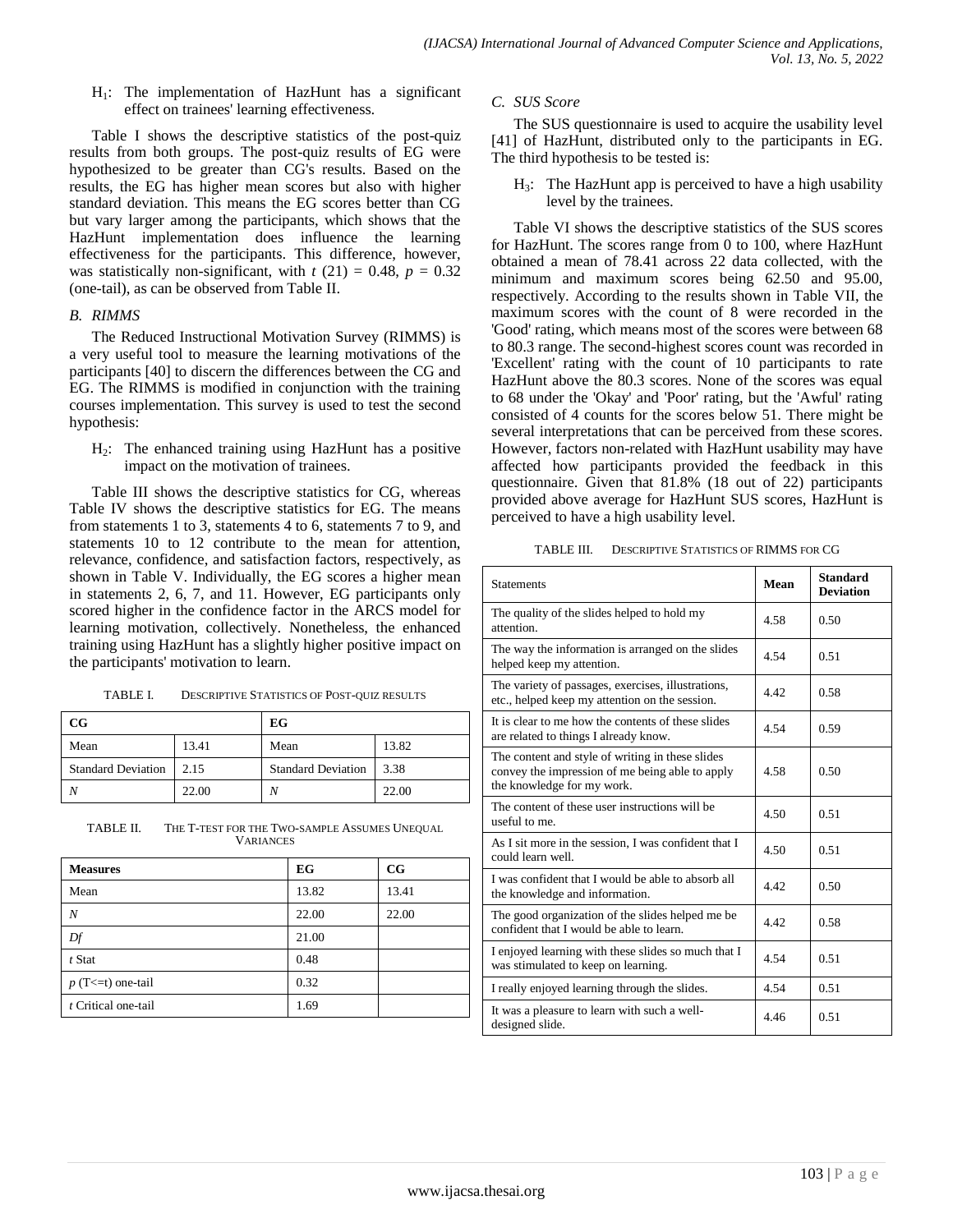$H_1$: The implementation of HazHunt has a significant effect on trainees' learning effectiveness.

Table I shows the descriptive statistics of the post-quiz results from both groups. The post-quiz results of EG were hypothesized to be greater than CG's results. Based on the results, the EG has higher mean scores but also with higher standard deviation. This means the EG scores better than CG but vary larger among the participants, which shows that the HazHunt implementation does influence the learning effectiveness for the participants. This difference, however, was statistically non-significant, with $t$ (21) = 0.48, $p$ = 0.32 (one-tail), as can be observed from Table II.

### B. RIMMS

The Reduced Instructional Motivation Survey (RIMMS) is a very useful tool to measure the learning motivations of the participants [40] to discern the differences between the CG and EG. The RIMMS is modified in conjunction with the training courses implementation. This survey is used to test the second hypothesis:

$H_2$: The enhanced training using HazHunt has a positive impact on the motivation of trainees.

Table III shows the descriptive statistics for CG, whereas Table IV shows the descriptive statistics for EG. The means from statements 1 to 3, statements 4 to 6, statements 7 to 9, and statements 10 to 12 contribute to the mean for attention, relevance, confidence, and satisfaction factors, respectively, as shown in Table V. Individually, the EG scores a higher mean in statements 2, 6, 7, and 11. However, EG participants only scored higher in the confidence factor in the ARCS model for learning motivation, collectively. Nonetheless, the enhanced training using HazHunt has a slightly higher positive impact on the participants' motivation to learn.

TABLE I. DESCRIPTIVE STATISTICS OF POST-QUIZ RESULTS

| CG | | EG | |
|---|---|---|---|
| Mean | 13.41 | Mean | 13.82 |
| Standard Deviation | 2.15 | Standard Deviation | 3.38 |
| *N* | 22.00 | *N* | 22.00 |

TABLE II. THE T-TEST FOR THE TWO-SAMPLE ASSUMES UNEQUAL VARIANCES

| **Measures** | **EG** | **CG** |
|---|---|---|
| Mean | 13.82 | 13.41 |
| *N* | 22.00 | 22.00 |
| *Df* | 21.00 | |
| *t* Stat | 0.48 | |
| *p* (T<=t) one-tail | 0.32 | |
| *t* Critical one-tail | 1.69 | |

### C. SUS Score

The SUS questionnaire is used to acquire the usability level [41] of HazHunt, distributed only to the participants in EG. The third hypothesis to be tested is:

$H_3$: The HazHunt app is perceived to have a high usability level by the trainees.

Table VI shows the descriptive statistics of the SUS scores for HazHunt. The scores range from 0 to 100, where HazHunt obtained a mean of 78.41 across 22 data collected, with the minimum and maximum scores being 62.50 and 95.00, respectively. According to the results shown in Table VII, the maximum scores with the count of 8 were recorded in the 'Good' rating, which means most of the scores were between 68 to 80.3 range. The second-highest scores count was recorded in 'Excellent' rating with the count of 10 participants to rate HazHunt above the 80.3 scores. None of the scores was equal to 68 under the 'Okay' and 'Poor' rating, but the 'Awful' rating consisted of 4 counts for the scores below 51. There might be several interpretations that can be perceived from these scores. However, factors non-related with HazHunt usability may have affected how participants provided the feedback in this questionnaire. Given that 81.8% (18 out of 22) participants provided above average for HazHunt SUS scores, HazHunt is perceived to have a high usability level.

TABLE III. DESCRIPTIVE STATISTICS OF RIMMS FOR CG

| Statements | **Mean** | **Standard Deviation** |
|---|---|---|
| The quality of the slides helped to hold my attention. | 4.58 | 0.50 |
| The way the information is arranged on the slides helped keep my attention. | 4.54 | 0.51 |
| The variety of passages, exercises, illustrations, etc., helped keep my attention on the session. | 4.42 | 0.58 |
| It is clear to me how the contents of these slides are related to things I already know. | 4.54 | 0.59 |
| The content and style of writing in these slides convey the impression of me being able to apply the knowledge for my work. | 4.58 | 0.50 |
| The content of these user instructions will be useful to me. | 4.50 | 0.51 |
| As I sit more in the session, I was confident that I could learn well. | 4.50 | 0.51 |
| I was confident that I would be able to absorb all the knowledge and information. | 4.42 | 0.50 |
| The good organization of the slides helped me be confident that I would be able to learn. | 4.42 | 0.58 |
| I enjoyed learning with these slides so much that I was stimulated to keep on learning. | 4.54 | 0.51 |
| I really enjoyed learning through the slides. | 4.54 | 0.51 |
| It was a pleasure to learn with such a well-designed slide. | 4.46 | 0.51 |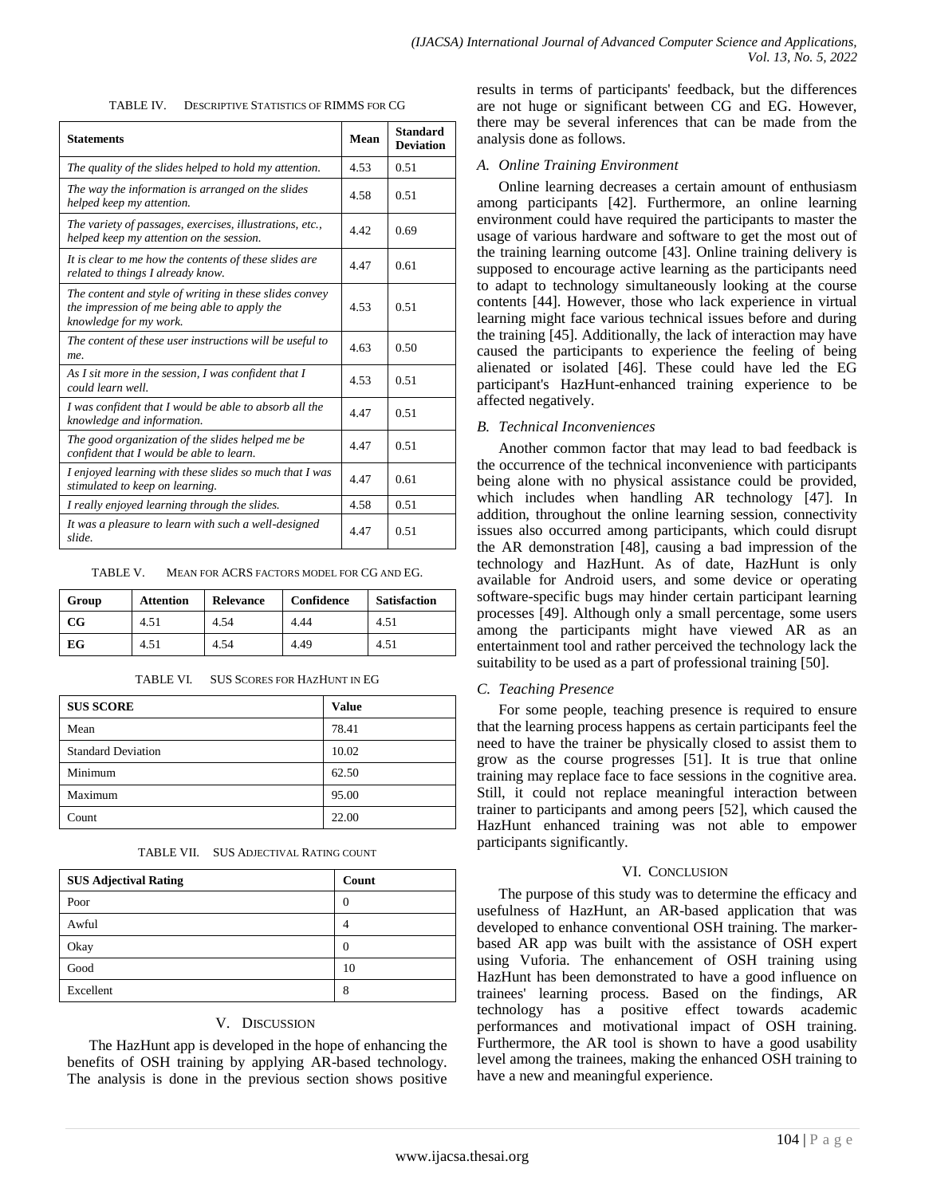TABLE IV. DESCRIPTIVE STATISTICS OF RIMMS FOR CG

| Statements | Mean | Standard Deviation |
|---|---|---|
| *The quality of the slides helped to hold my attention.* | 4.53 | 0.51 |
| *The way the information is arranged on the slides helped keep my attention.* | 4.58 | 0.51 |
| *The variety of passages, exercises, illustrations, etc., helped keep my attention on the session.* | 4.42 | 0.69 |
| *It is clear to me how the contents of these slides are related to things I already know.* | 4.47 | 0.61 |
| *The content and style of writing in these slides convey the impression of me being able to apply the knowledge for my work.* | 4.53 | 0.51 |
| *The content of these user instructions will be useful to me.* | 4.63 | 0.50 |
| *As I sit more in the session, I was confident that I could learn well.* | 4.53 | 0.51 |
| *I was confident that I would be able to absorb all the knowledge and information.* | 4.47 | 0.51 |
| *The good organization of the slides helped me be confident that I would be able to learn.* | 4.47 | 0.51 |
| *I enjoyed learning with these slides so much that I was stimulated to keep on learning.* | 4.47 | 0.61 |
| *I really enjoyed learning through the slides.* | 4.58 | 0.51 |
| *It was a pleasure to learn with such a well-designed slide.* | 4.47 | 0.51 |

TABLE V. MEAN FOR ACRS FACTORS MODEL FOR CG AND EG.

| Group | Attention | Relevance | Confidence | Satisfaction |
|---|---|---|---|---|
| **CG** | 4.51 | 4.54 | 4.44 | 4.51 |
| **EG** | 4.51 | 4.54 | 4.49 | 4.51 |

TABLE VI. SUS SCORES FOR HAZHUNT IN EG

| SUS SCORE | Value |
|---|---|
| Mean | 78.41 |
| Standard Deviation | 10.02 |
| Minimum | 62.50 |
| Maximum | 95.00 |
| Count | 22.00 |

TABLE VII. SUS ADJECTIVAL RATING COUNT

| SUS Adjectival Rating | Count |
|---|---|
| Poor | 0 |
| Awful | 4 |
| Okay | 0 |
| Good | 10 |
| Excellent | 8 |

## V. DISCUSSION

The HazHunt app is developed in the hope of enhancing the benefits of OSH training by applying AR-based technology. The analysis is done in the previous section shows positive results in terms of participants' feedback, but the differences are not huge or significant between CG and EG. However, there may be several inferences that can be made from the analysis done as follows.

### A. Online Training Environment

Online learning decreases a certain amount of enthusiasm among participants [42]. Furthermore, an online learning environment could have required the participants to master the usage of various hardware and software to get the most out of the training learning outcome [43]. Online training delivery is supposed to encourage active learning as the participants need to adapt to technology simultaneously looking at the course contents [44]. However, those who lack experience in virtual learning might face various technical issues before and during the training [45]. Additionally, the lack of interaction may have caused the participants to experience the feeling of being alienated or isolated [46]. These could have led the EG participant's HazHunt-enhanced training experience to be affected negatively.

### B. Technical Inconveniences

Another common factor that may lead to bad feedback is the occurrence of the technical inconvenience with participants being alone with no physical assistance could be provided, which includes when handling AR technology [47]. In addition, throughout the online learning session, connectivity issues also occurred among participants, which could disrupt the AR demonstration [48], causing a bad impression of the technology and HazHunt. As of date, HazHunt is only available for Android users, and some device or operating software-specific bugs may hinder certain participant learning processes [49]. Although only a small percentage, some users among the participants might have viewed AR as an entertainment tool and rather perceived the technology lack the suitability to be used as a part of professional training [50].

### C. Teaching Presence

For some people, teaching presence is required to ensure that the learning process happens as certain participants feel the need to have the trainer be physically closed to assist them to grow as the course progresses [51]. It is true that online training may replace face to face sessions in the cognitive area. Still, it could not replace meaningful interaction between trainer to participants and among peers [52], which caused the HazHunt enhanced training was not able to empower participants significantly.

## VI. CONCLUSION

The purpose of this study was to determine the efficacy and usefulness of HazHunt, an AR-based application that was developed to enhance conventional OSH training. The marker-based AR app was built with the assistance of OSH expert using Vuforia. The enhancement of OSH training using HazHunt has been demonstrated to have a good influence on trainees' learning process. Based on the findings, AR technology has a positive effect towards academic performances and motivational impact of OSH training. Furthermore, the AR tool is shown to have a good usability level among the trainees, making the enhanced OSH training to have a new and meaningful experience.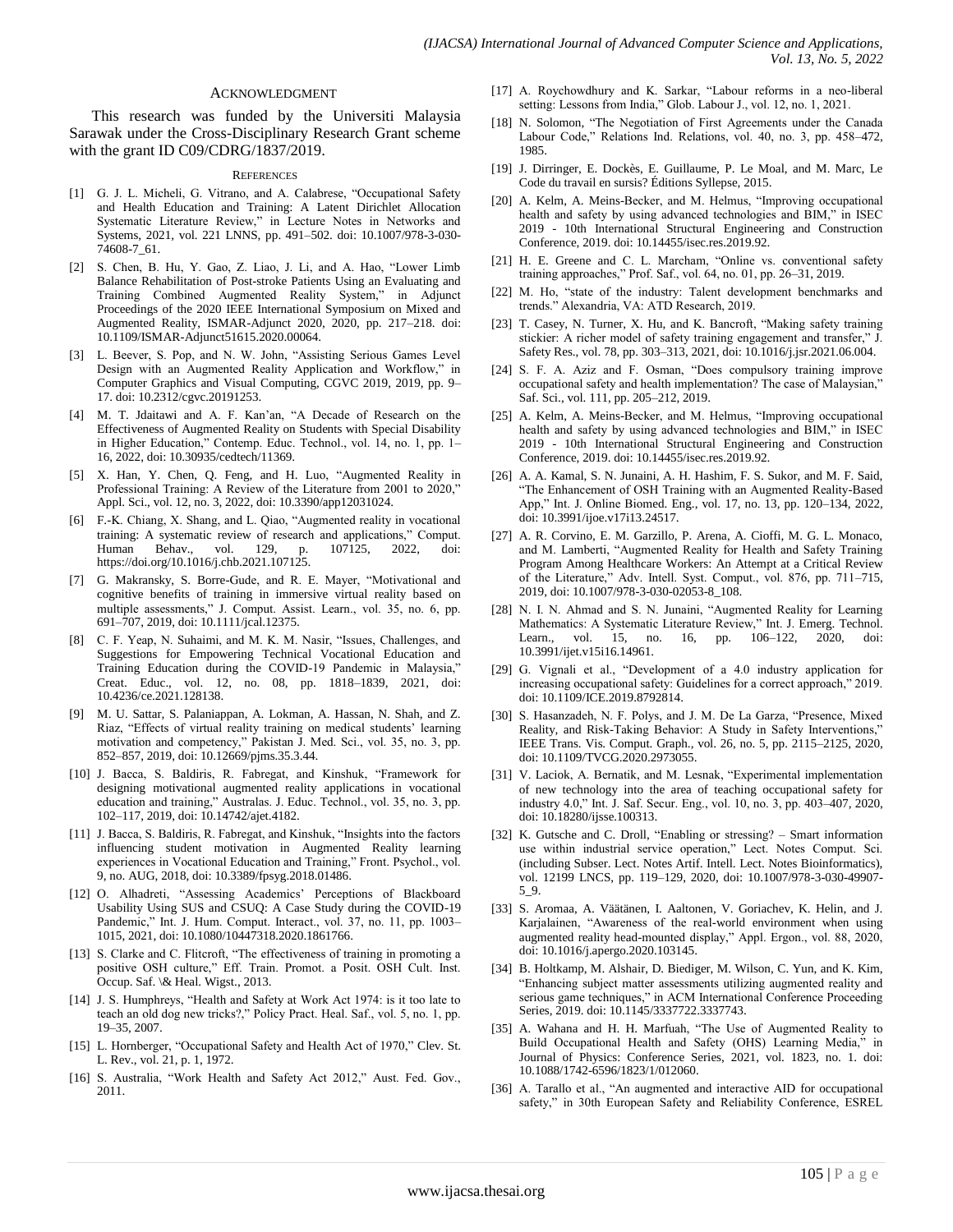## ACKNOWLEDGMENT

This research was funded by the Universiti Malaysia Sarawak under the Cross-Disciplinary Research Grant scheme with the grant ID C09/CDRG/1837/2019.

## REFERENCES

[1] G. J. L. Micheli, G. Vitrano, and A. Calabrese, "Occupational Safety and Health Education and Training: A Latent Dirichlet Allocation Systematic Literature Review," in Lecture Notes in Networks and Systems, 2021, vol. 221 LNNS, pp. 491–502. doi: 10.1007/978-3-030-74608-7_61.

[2] S. Chen, B. Hu, Y. Gao, Z. Liao, J. Li, and A. Hao, "Lower Limb Balance Rehabilitation of Post-stroke Patients Using an Evaluating and Training Combined Augmented Reality System," in Adjunct Proceedings of the 2020 IEEE International Symposium on Mixed and Augmented Reality, ISMAR-Adjunct 2020, 2020, pp. 217–218. doi: 10.1109/ISMAR-Adjunct51615.2020.00064.

[3] L. Beever, S. Pop, and N. W. John, "Assisting Serious Games Level Design with an Augmented Reality Application and Workflow," in Computer Graphics and Visual Computing, CGVC 2019, 2019, pp. 9–17. doi: 10.2312/cgvc.20191253.

[4] M. T. Jdaitawi and A. F. Kan'an, "A Decade of Research on the Effectiveness of Augmented Reality on Students with Special Disability in Higher Education," Contemp. Educ. Technol., vol. 14, no. 1, pp. 1–16, 2022, doi: 10.30935/cedtech/11369.

[5] X. Han, Y. Chen, Q. Feng, and H. Luo, "Augmented Reality in Professional Training: A Review of the Literature from 2001 to 2020," Appl. Sci., vol. 12, no. 3, 2022, doi: 10.3390/app12031024.

[6] F.-K. Chiang, X. Shang, and L. Qiao, "Augmented reality in vocational training: A systematic review of research and applications," Comput. Human Behav., vol. 129, p. 107125, 2022, doi: https://doi.org/10.1016/j.chb.2021.107125.

[7] G. Makransky, S. Borre-Gude, and R. E. Mayer, "Motivational and cognitive benefits of training in immersive virtual reality based on multiple assessments," J. Comput. Assist. Learn., vol. 35, no. 6, pp. 691–707, 2019, doi: 10.1111/jcal.12375.

[8] C. F. Yeap, N. Suhaimi, and M. K. M. Nasir, "Issues, Challenges, and Suggestions for Empowering Technical Vocational Education and Training Education during the COVID-19 Pandemic in Malaysia," Creat. Educ., vol. 12, no. 08, pp. 1818–1839, 2021, doi: 10.4236/ce.2021.128138.

[9] M. U. Sattar, S. Palaniappan, A. Lokman, A. Hassan, N. Shah, and Z. Riaz, "Effects of virtual reality training on medical students' learning motivation and competency," Pakistan J. Med. Sci., vol. 35, no. 3, pp. 852–857, 2019, doi: 10.12669/pjms.35.3.44.

[10] J. Bacca, S. Baldiris, R. Fabregat, and Kinshuk, "Framework for designing motivational augmented reality applications in vocational education and training," Australas. J. Educ. Technol., vol. 35, no. 3, pp. 102–117, 2019, doi: 10.14742/ajet.4182.

[11] J. Bacca, S. Baldiris, R. Fabregat, and Kinshuk, "Insights into the factors influencing student motivation in Augmented Reality learning experiences in Vocational Education and Training," Front. Psychol., vol. 9, no. AUG, 2018, doi: 10.3389/fpsyg.2018.01486.

[12] O. Alhadreti, "Assessing Academics' Perceptions of Blackboard Usability Using SUS and CSUQ: A Case Study during the COVID-19 Pandemic," Int. J. Hum. Comput. Interact., vol. 37, no. 11, pp. 1003–1015, 2021, doi: 10.1080/10447318.2020.1861766.

[13] S. Clarke and C. Flitcroft, "The effectiveness of training in promoting a positive OSH culture," Eff. Train. Promot. a Posit. OSH Cult. Inst. Occup. Saf. \& Heal. Wigst., 2013.

[14] J. S. Humphreys, "Health and Safety at Work Act 1974: is it too late to teach an old dog new tricks?," Policy Pract. Heal. Saf., vol. 5, no. 1, pp. 19–35, 2007.

[15] L. Hornberger, "Occupational Safety and Health Act of 1970," Clev. St. L. Rev., vol. 21, p. 1, 1972.

[16] S. Australia, "Work Health and Safety Act 2012," Aust. Fed. Gov., 2011.

[17] A. Roychowdhury and K. Sarkar, "Labour reforms in a neo-liberal setting: Lessons from India," Glob. Labour J., vol. 12, no. 1, 2021.

[18] N. Solomon, "The Negotiation of First Agreements under the Canada Labour Code," Relations Ind. Relations, vol. 40, no. 3, pp. 458–472, 1985.

[19] J. Dirringer, E. Dockès, E. Guillaume, P. Le Moal, and M. Marc, Le Code du travail en sursis? Éditions Syllepse, 2015.

[20] A. Kelm, A. Meins-Becker, and M. Helmus, "Improving occupational health and safety by using advanced technologies and BIM," in ISEC 2019 - 10th International Structural Engineering and Construction Conference, 2019. doi: 10.14455/isec.res.2019.92.

[21] H. E. Greene and C. L. Marcham, "Online vs. conventional safety training approaches," Prof. Saf., vol. 64, no. 01, pp. 26–31, 2019.

[22] M. Ho, "state of the industry: Talent development benchmarks and trends." Alexandria, VA: ATD Research, 2019.

[23] T. Casey, N. Turner, X. Hu, and K. Bancroft, "Making safety training stickier: A richer model of safety training engagement and transfer," J. Safety Res., vol. 78, pp. 303–313, 2021, doi: 10.1016/j.jsr.2021.06.004.

[24] S. F. A. Aziz and F. Osman, "Does compulsory training improve occupational safety and health implementation? The case of Malaysian," Saf. Sci., vol. 111, pp. 205–212, 2019.

[25] A. Kelm, A. Meins-Becker, and M. Helmus, "Improving occupational health and safety by using advanced technologies and BIM," in ISEC 2019 - 10th International Structural Engineering and Construction Conference, 2019. doi: 10.14455/isec.res.2019.92.

[26] A. A. Kamal, S. N. Junaini, A. H. Hashim, F. S. Sukor, and M. F. Said, "The Enhancement of OSH Training with an Augmented Reality-Based App," Int. J. Online Biomed. Eng., vol. 17, no. 13, pp. 120–134, 2022, doi: 10.3991/ijoe.v17i13.24517.

[27] A. R. Corvino, E. M. Garzillo, P. Arena, A. Cioffi, M. G. L. Monaco, and M. Lamberti, "Augmented Reality for Health and Safety Training Program Among Healthcare Workers: An Attempt at a Critical Review of the Literature," Adv. Intell. Syst. Comput., vol. 876, pp. 711–715, 2019, doi: 10.1007/978-3-030-02053-8_108.

[28] N. I. N. Ahmad and S. N. Junaini, "Augmented Reality for Learning Mathematics: A Systematic Literature Review," Int. J. Emerg. Technol. Learn., vol. 15, no. 16, pp. 106–122, 2020, doi: 10.3991/ijet.v15i16.14961.

[29] G. Vignali et al., "Development of a 4.0 industry application for increasing occupational safety: Guidelines for a correct approach," 2019. doi: 10.1109/ICE.2019.8792814.

[30] S. Hasanzadeh, N. F. Polys, and J. M. De La Garza, "Presence, Mixed Reality, and Risk-Taking Behavior: A Study in Safety Interventions," IEEE Trans. Vis. Comput. Graph., vol. 26, no. 5, pp. 2115–2125, 2020, doi: 10.1109/TVCG.2020.2973055.

[31] V. Laciok, A. Bernatik, and M. Lesnak, "Experimental implementation of new technology into the area of teaching occupational safety for industry 4.0," Int. J. Saf. Secur. Eng., vol. 10, no. 3, pp. 403–407, 2020, doi: 10.18280/ijsse.100313.

[32] K. Gutsche and C. Droll, "Enabling or stressing? – Smart information use within industrial service operation," Lect. Notes Comput. Sci. (including Subser. Lect. Notes Artif. Intell. Lect. Notes Bioinformatics), vol. 12199 LNCS, pp. 119–129, 2020, doi: 10.1007/978-3-030-49907-5_9.

[33] S. Aromaa, A. Väätänen, I. Aaltonen, V. Goriachev, K. Helin, and J. Karjalainen, "Awareness of the real-world environment when using augmented reality head-mounted display," Appl. Ergon., vol. 88, 2020, doi: 10.1016/j.apergo.2020.103145.

[34] B. Holtkamp, M. Alshair, D. Biediger, M. Wilson, C. Yun, and K. Kim, "Enhancing subject matter assessments utilizing augmented reality and serious game techniques," in ACM International Conference Proceeding Series, 2019. doi: 10.1145/3337722.3337743.

[35] A. Wahana and H. H. Marfuah, "The Use of Augmented Reality to Build Occupational Health and Safety (OHS) Learning Media," in Journal of Physics: Conference Series, 2021, vol. 1823, no. 1. doi: 10.1088/1742-6596/1823/1/012060.

[36] A. Tarallo et al., "An augmented and interactive AID for occupational safety," in 30th European Safety and Reliability Conference, ESREL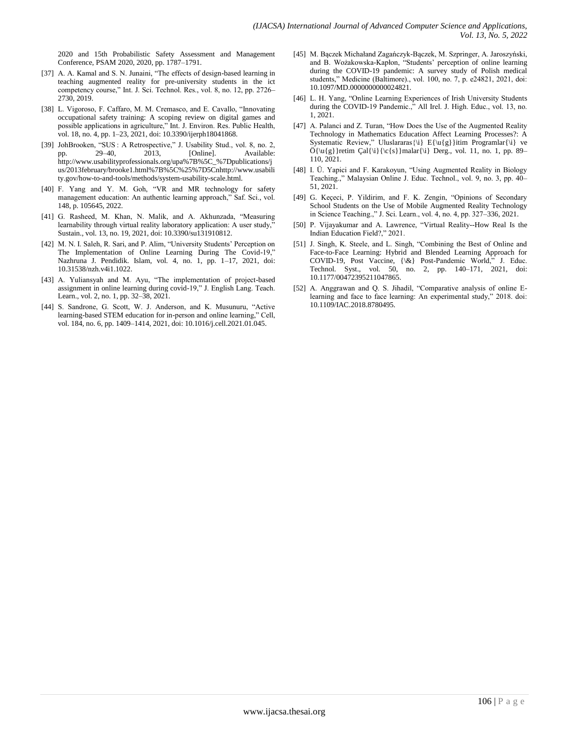2020 and 15th Probabilistic Safety Assessment and Management Conference, PSAM 2020, 2020, pp. 1787–1791.

[37] A. A. Kamal and S. N. Junaini, "The effects of design-based learning in teaching augmented reality for pre-university students in the ict competency course," Int. J. Sci. Technol. Res., vol. 8, no. 12, pp. 2726–2730, 2019.

[38] L. Vigoroso, F. Caffaro, M. M. Cremasco, and E. Cavallo, "Innovating occupational safety training: A scoping review on digital games and possible applications in agriculture," Int. J. Environ. Res. Public Health, vol. 18, no. 4, pp. 1–23, 2021, doi: 10.3390/ijerph18041868.

[39] JohBrooken, "SUS : A Retrospective," J. Usability Stud., vol. 8, no. 2, pp. 29–40, 2013, [Online]. Available: http://www.usabilityprofessionals.org/upa%7B%5C_%7Dpublications/jus/2013february/brooke1.html%7B%5C%25%7D5Cnhttp://www.usability.gov/how-to-and-tools/methods/system-usability-scale.html.

[40] F. Yang and Y. M. Goh, "VR and MR technology for safety management education: An authentic learning approach," Saf. Sci., vol. 148, p. 105645, 2022.

[41] G. Rasheed, M. Khan, N. Malik, and A. Akhunzada, "Measuring learnability through virtual reality laboratory application: A user study," Sustain., vol. 13, no. 19, 2021, doi: 10.3390/su131910812.

[42] M. N. I. Saleh, R. Sari, and P. Alim, "University Students' Perception on The Implementation of Online Learning During The Covid-19," Nazhruna J. Pendidik. Islam, vol. 4, no. 1, pp. 1–17, 2021, doi: 10.31538/nzh.v4i1.1022.

[43] A. Yuliansyah and M. Ayu, "The implementation of project-based assignment in online learning during covid-19," J. English Lang. Teach. Learn., vol. 2, no. 1, pp. 32–38, 2021.

[44] S. Sandrone, G. Scott, W. J. Anderson, and K. Musunuru, "Active learning-based STEM education for in-person and online learning," Cell, vol. 184, no. 6, pp. 1409–1414, 2021, doi: 10.1016/j.cell.2021.01.045.

[45] M. Bączek Michaland Zagańczyk-Bączek, M. Szpringer, A. Jaroszyński, and B. Wożakowska-Kapłon, "Students' perception of online learning during the COVID-19 pandemic: A survey study of Polish medical students," Medicine (Baltimore)., vol. 100, no. 7, p. e24821, 2021, doi: 10.1097/MD.0000000000024821.

[46] L. H. Yang, "Online Learning Experiences of Irish University Students during the COVID-19 Pandemic.," All Irel. J. High. Educ., vol. 13, no. 1, 2021.

[47] A. Palanci and Z. Turan, "How Does the Use of the Augmented Reality Technology in Mathematics Education Affect Learning Processes?: A Systematic Review," Uluslararas{\i} E{\u{g}}itim Programlar{\i} ve Ö{\u{g}}retim Çal{\i}{\c{s}}malar{\i} Derg., vol. 11, no. 1, pp. 89–110, 2021.

[48] I. Ü. Yapici and F. Karakoyun, "Using Augmented Reality in Biology Teaching.," Malaysian Online J. Educ. Technol., vol. 9, no. 3, pp. 40–51, 2021.

[49] G. Keçeci, P. Yildirim, and F. K. Zengin, "Opinions of Secondary School Students on the Use of Mobile Augmented Reality Technology in Science Teaching.," J. Sci. Learn., vol. 4, no. 4, pp. 327–336, 2021.

[50] P. Vijayakumar and A. Lawrence, "Virtual Reality--How Real Is the Indian Education Field?," 2021.

[51] J. Singh, K. Steele, and L. Singh, "Combining the Best of Online and Face-to-Face Learning: Hybrid and Blended Learning Approach for COVID-19, Post Vaccine, {\&} Post-Pandemic World," J. Educ. Technol. Syst., vol. 50, no. 2, pp. 140–171, 2021, doi: 10.1177/00472395211047865.

[52] A. Anggrawan and Q. S. Jihadil, "Comparative analysis of online E-learning and face to face learning: An experimental study," 2018. doi: 10.1109/IAC.2018.8780495.